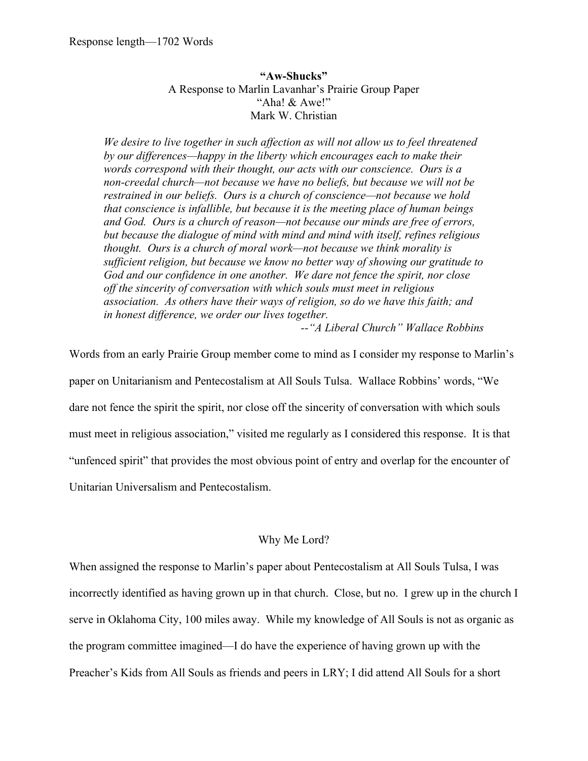Response length—1702 Words

**"Aw-Shucks"**
A Response to Marlin Lavanhar's Prairie Group Paper
"Aha! & Awe!"
Mark W. Christian

> *We desire to live together in such affection as will not allow us to feel threatened by our differences—happy in the liberty which encourages each to make their words correspond with their thought, our acts with our conscience. Ours is a non-creedal church—not because we have no beliefs, but because we will not be restrained in our beliefs. Ours is a church of conscience—not because we hold that conscience is infallible, but because it is the meeting place of human beings and God. Ours is a church of reason—not because our minds are free of errors, but because the dialogue of mind with mind and mind with itself, refines religious thought. Ours is a church of moral work—not because we think morality is sufficient religion, but because we know no better way of showing our gratitude to God and our confidence in one another. We dare not fence the spirit, nor close off the sincerity of conversation with which souls must meet in religious association. As others have their ways of religion, so do we have this faith; and in honest difference, we order our lives together.*
>
> --*"A Liberal Church" Wallace Robbins*

Words from an early Prairie Group member come to mind as I consider my response to Marlin's paper on Unitarianism and Pentecostalism at All Souls Tulsa. Wallace Robbins' words, "We dare not fence the spirit the spirit, nor close off the sincerity of conversation with which souls must meet in religious association," visited me regularly as I considered this response. It is that "unfenced spirit" that provides the most obvious point of entry and overlap for the encounter of Unitarian Universalism and Pentecostalism.

## Why Me Lord?

When assigned the response to Marlin's paper about Pentecostalism at All Souls Tulsa, I was incorrectly identified as having grown up in that church. Close, but no. I grew up in the church I serve in Oklahoma City, 100 miles away. While my knowledge of All Souls is not as organic as the program committee imagined—I do have the experience of having grown up with the Preacher's Kids from All Souls as friends and peers in LRY; I did attend All Souls for a short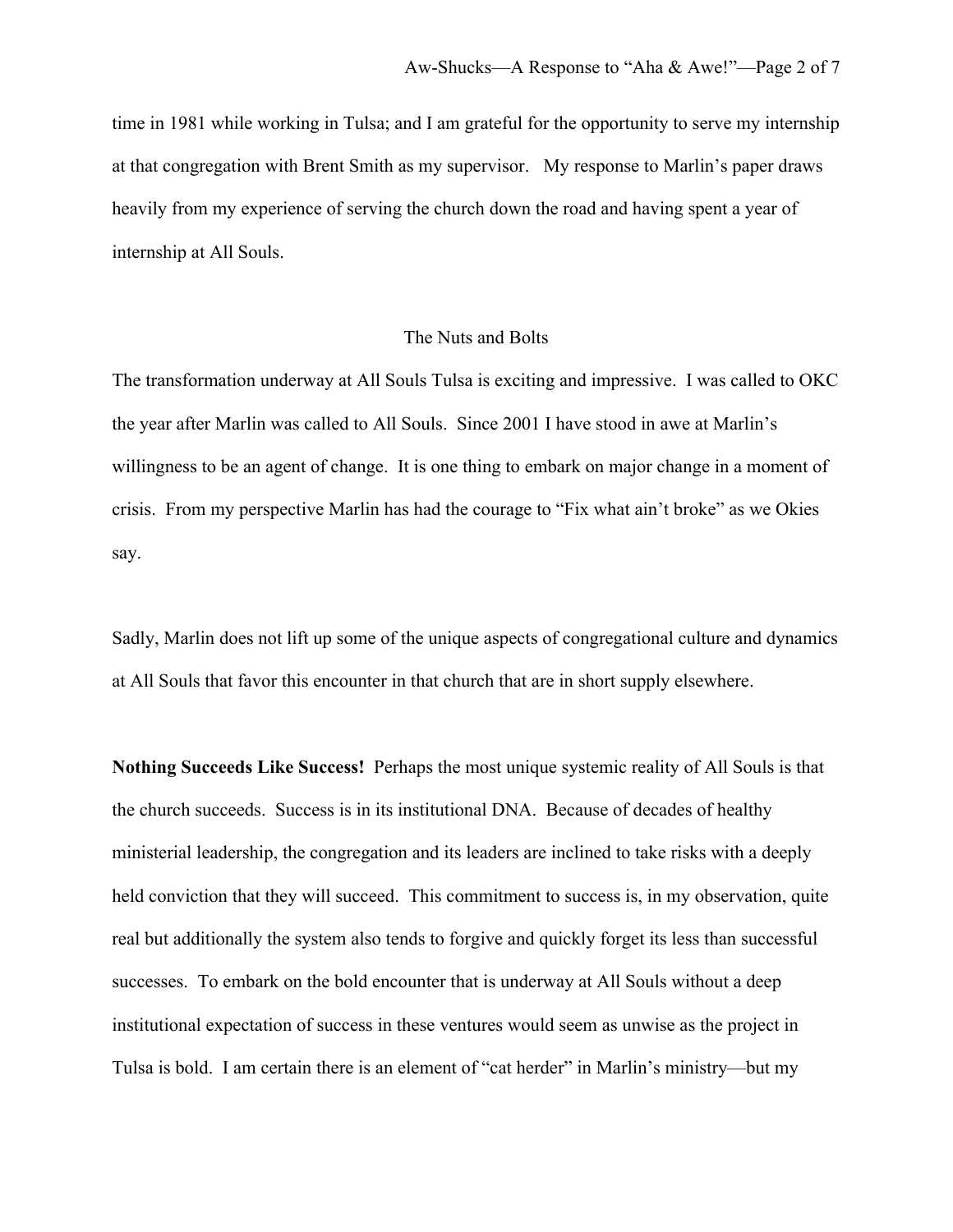time in 1981 while working in Tulsa; and I am grateful for the opportunity to serve my internship at that congregation with Brent Smith as my supervisor. My response to Marlin's paper draws heavily from my experience of serving the church down the road and having spent a year of internship at All Souls.

## The Nuts and Bolts

The transformation underway at All Souls Tulsa is exciting and impressive. I was called to OKC the year after Marlin was called to All Souls. Since 2001 I have stood in awe at Marlin's willingness to be an agent of change. It is one thing to embark on major change in a moment of crisis. From my perspective Marlin has had the courage to "Fix what ain't broke" as we Okies say.

Sadly, Marlin does not lift up some of the unique aspects of congregational culture and dynamics at All Souls that favor this encounter in that church that are in short supply elsewhere.

**Nothing Succeeds Like Success!** Perhaps the most unique systemic reality of All Souls is that the church succeeds. Success is in its institutional DNA. Because of decades of healthy ministerial leadership, the congregation and its leaders are inclined to take risks with a deeply held conviction that they will succeed. This commitment to success is, in my observation, quite real but additionally the system also tends to forgive and quickly forget its less than successful successes. To embark on the bold encounter that is underway at All Souls without a deep institutional expectation of success in these ventures would seem as unwise as the project in Tulsa is bold. I am certain there is an element of "cat herder" in Marlin's ministry—but my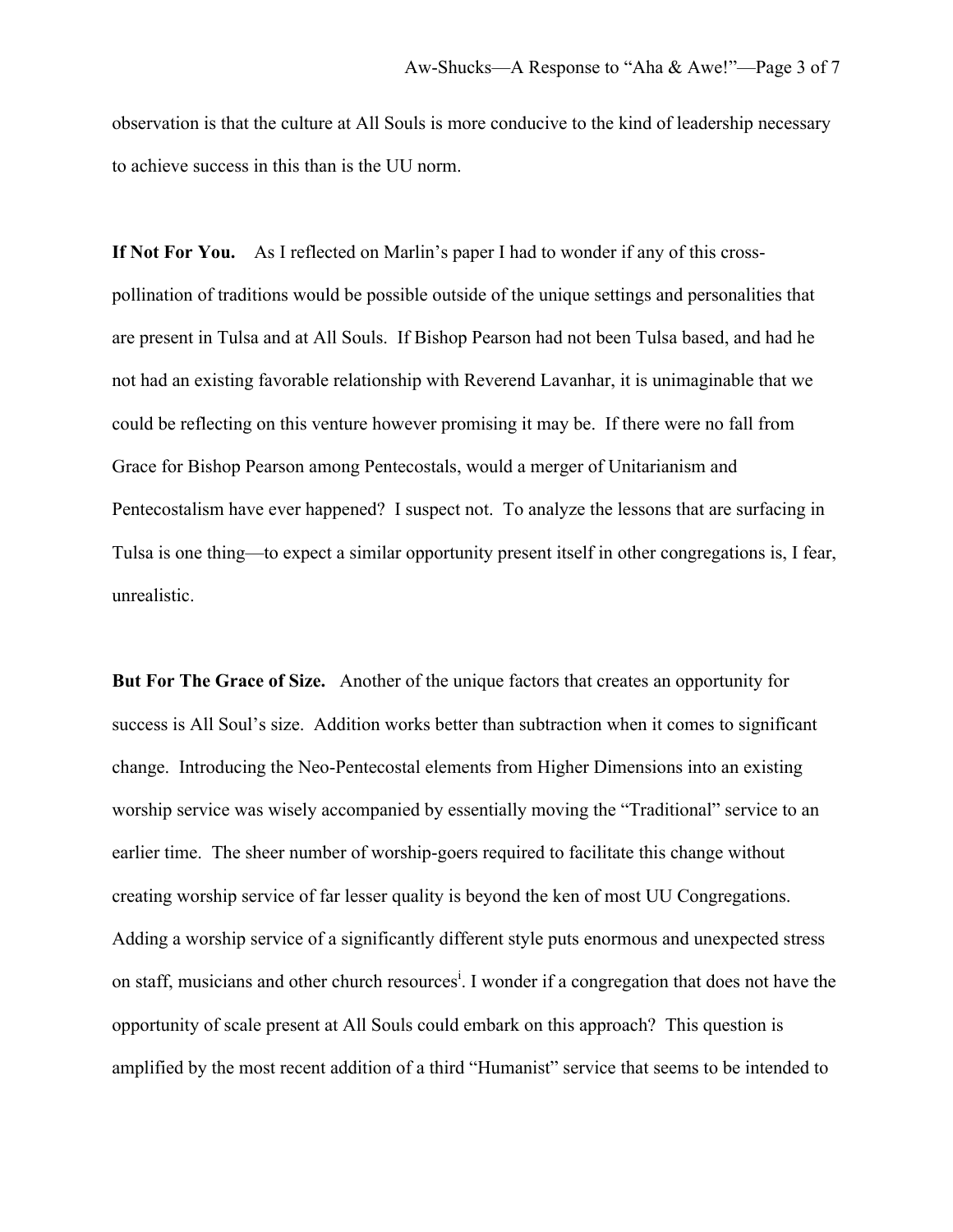observation is that the culture at All Souls is more conducive to the kind of leadership necessary to achieve success in this than is the UU norm.

**If Not For You.** As I reflected on Marlin's paper I had to wonder if any of this cross-pollination of traditions would be possible outside of the unique settings and personalities that are present in Tulsa and at All Souls. If Bishop Pearson had not been Tulsa based, and had he not had an existing favorable relationship with Reverend Lavanhar, it is unimaginable that we could be reflecting on this venture however promising it may be. If there were no fall from Grace for Bishop Pearson among Pentecostals, would a merger of Unitarianism and Pentecostalism have ever happened? I suspect not. To analyze the lessons that are surfacing in Tulsa is one thing—to expect a similar opportunity present itself in other congregations is, I fear, unrealistic.

**But For The Grace of Size.** Another of the unique factors that creates an opportunity for success is All Soul's size. Addition works better than subtraction when it comes to significant change. Introducing the Neo-Pentecostal elements from Higher Dimensions into an existing worship service was wisely accompanied by essentially moving the "Traditional" service to an earlier time. The sheer number of worship-goers required to facilitate this change without creating worship service of far lesser quality is beyond the ken of most UU Congregations. Adding a worship service of a significantly different style puts enormous and unexpected stress on staff, musicians and other church resources[i]. I wonder if a congregation that does not have the opportunity of scale present at All Souls could embark on this approach? This question is amplified by the most recent addition of a third "Humanist" service that seems to be intended to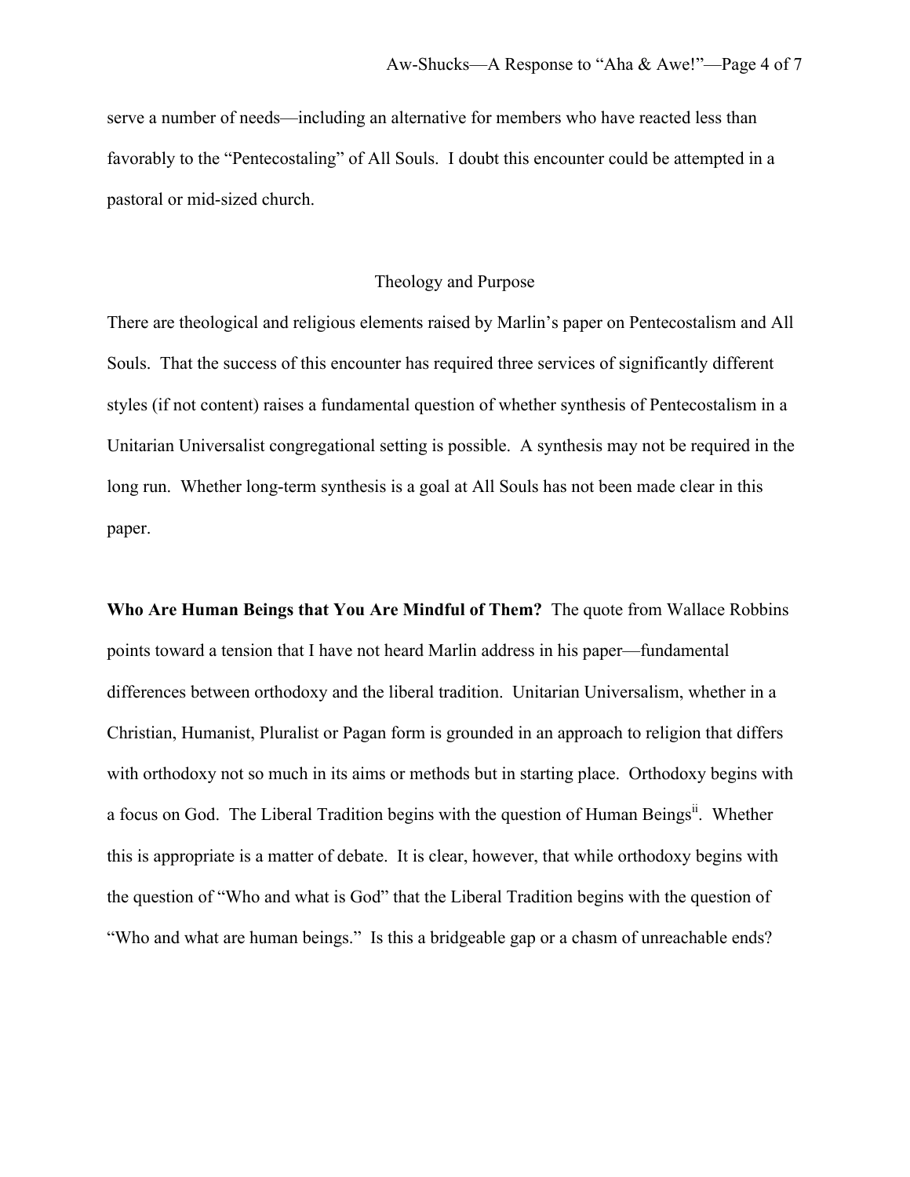serve a number of needs—including an alternative for members who have reacted less than favorably to the "Pentecostaling" of All Souls. I doubt this encounter could be attempted in a pastoral or mid-sized church.

## Theology and Purpose

There are theological and religious elements raised by Marlin's paper on Pentecostalism and All Souls. That the success of this encounter has required three services of significantly different styles (if not content) raises a fundamental question of whether synthesis of Pentecostalism in a Unitarian Universalist congregational setting is possible. A synthesis may not be required in the long run. Whether long-term synthesis is a goal at All Souls has not been made clear in this paper.

**Who Are Human Beings that You Are Mindful of Them?** The quote from Wallace Robbins points toward a tension that I have not heard Marlin address in his paper—fundamental differences between orthodoxy and the liberal tradition. Unitarian Universalism, whether in a Christian, Humanist, Pluralist or Pagan form is grounded in an approach to religion that differs with orthodoxy not so much in its aims or methods but in starting place. Orthodoxy begins with a focus on God. The Liberal Tradition begins with the question of Human Beings[ii]. Whether this is appropriate is a matter of debate. It is clear, however, that while orthodoxy begins with the question of "Who and what is God" that the Liberal Tradition begins with the question of "Who and what are human beings." Is this a bridgeable gap or a chasm of unreachable ends?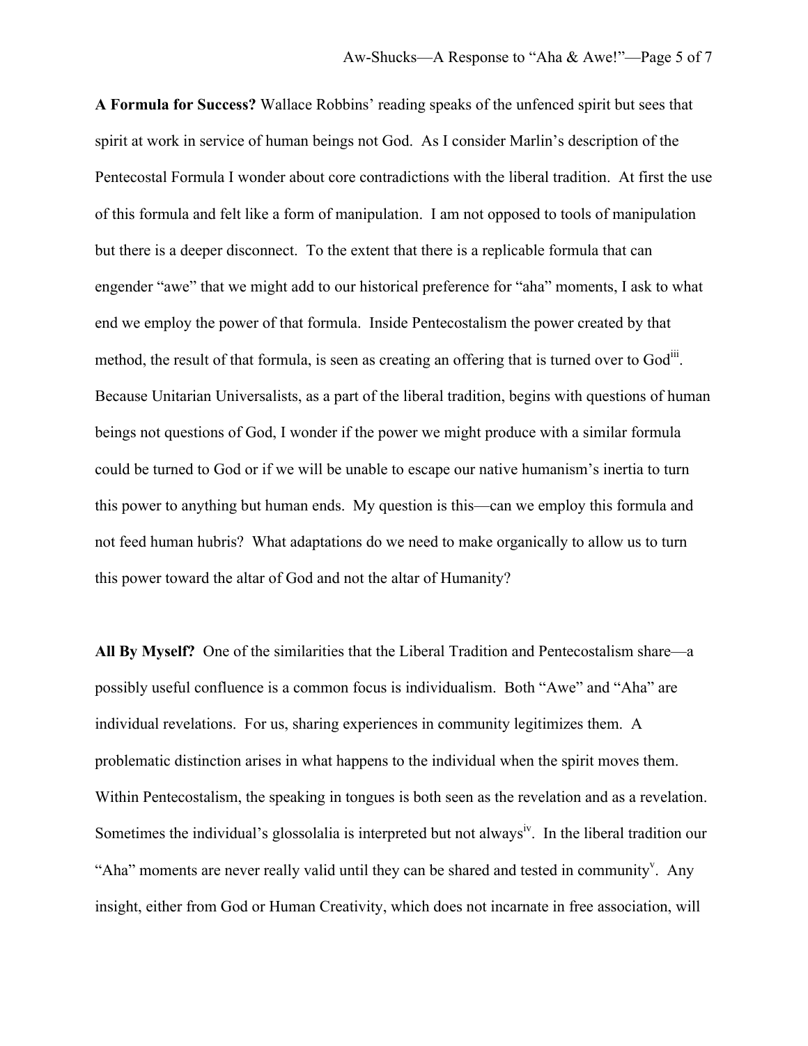**A Formula for Success?** Wallace Robbins' reading speaks of the unfenced spirit but sees that spirit at work in service of human beings not God. As I consider Marlin's description of the Pentecostal Formula I wonder about core contradictions with the liberal tradition. At first the use of this formula and felt like a form of manipulation. I am not opposed to tools of manipulation but there is a deeper disconnect. To the extent that there is a replicable formula that can engender "awe" that we might add to our historical preference for "aha" moments, I ask to what end we employ the power of that formula. Inside Pentecostalism the power created by that method, the result of that formula, is seen as creating an offering that is turned over to God[iii]. Because Unitarian Universalists, as a part of the liberal tradition, begins with questions of human beings not questions of God, I wonder if the power we might produce with a similar formula could be turned to God or if we will be unable to escape our native humanism's inertia to turn this power to anything but human ends. My question is this—can we employ this formula and not feed human hubris? What adaptations do we need to make organically to allow us to turn this power toward the altar of God and not the altar of Humanity?

**All By Myself?** One of the similarities that the Liberal Tradition and Pentecostalism share—a possibly useful confluence is a common focus is individualism. Both "Awe" and "Aha" are individual revelations. For us, sharing experiences in community legitimizes them. A problematic distinction arises in what happens to the individual when the spirit moves them. Within Pentecostalism, the speaking in tongues is both seen as the revelation and as a revelation. Sometimes the individual's glossolalia is interpreted but not always[iv]. In the liberal tradition our "Aha" moments are never really valid until they can be shared and tested in community[v]. Any insight, either from God or Human Creativity, which does not incarnate in free association, will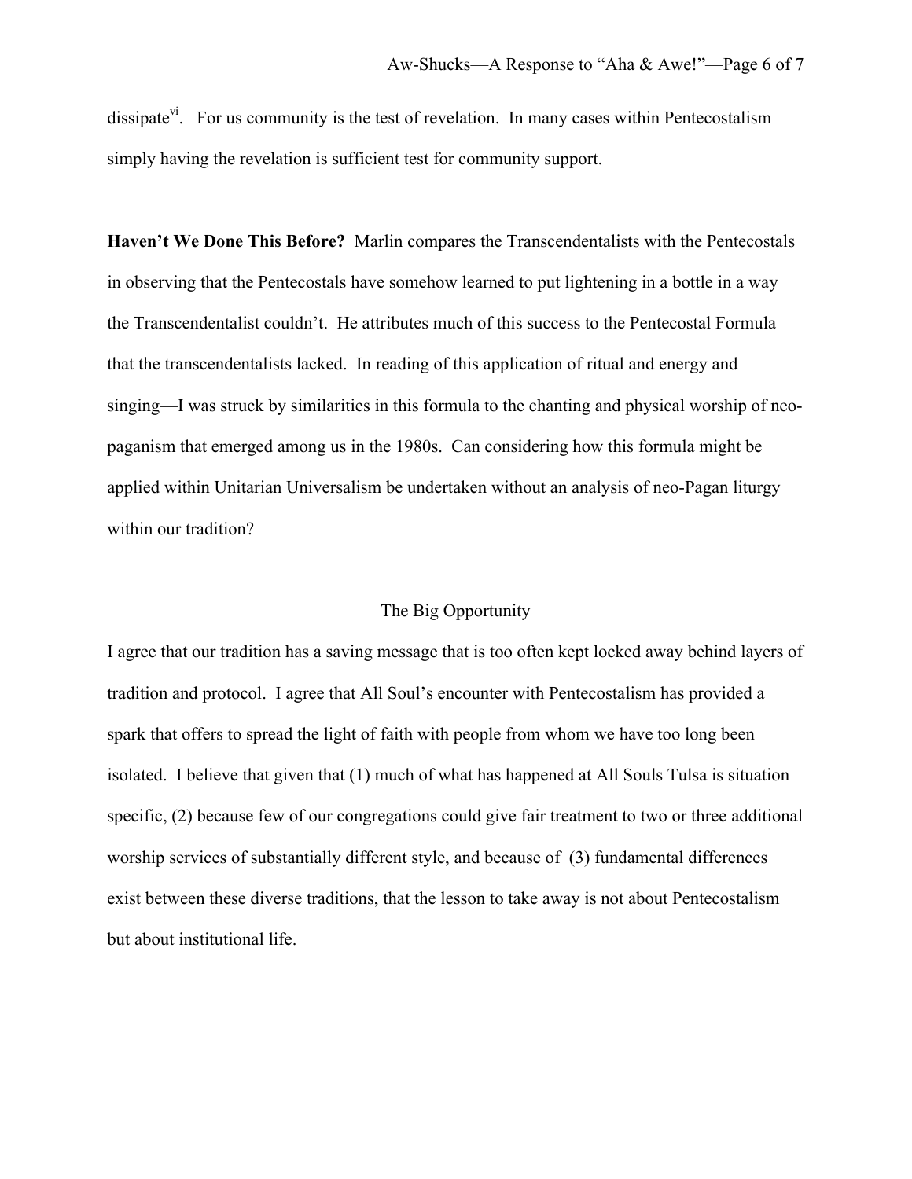dissipate[vi]. For us community is the test of revelation. In many cases within Pentecostalism simply having the revelation is sufficient test for community support.

**Haven't We Done This Before?** Marlin compares the Transcendentalists with the Pentecostals in observing that the Pentecostals have somehow learned to put lightening in a bottle in a way the Transcendentalist couldn't. He attributes much of this success to the Pentecostal Formula that the transcendentalists lacked. In reading of this application of ritual and energy and singing—I was struck by similarities in this formula to the chanting and physical worship of neo-paganism that emerged among us in the 1980s. Can considering how this formula might be applied within Unitarian Universalism be undertaken without an analysis of neo-Pagan liturgy within our tradition?

## The Big Opportunity

I agree that our tradition has a saving message that is too often kept locked away behind layers of tradition and protocol. I agree that All Soul's encounter with Pentecostalism has provided a spark that offers to spread the light of faith with people from whom we have too long been isolated. I believe that given that (1) much of what has happened at All Souls Tulsa is situation specific, (2) because few of our congregations could give fair treatment to two or three additional worship services of substantially different style, and because of (3) fundamental differences exist between these diverse traditions, that the lesson to take away is not about Pentecostalism but about institutional life.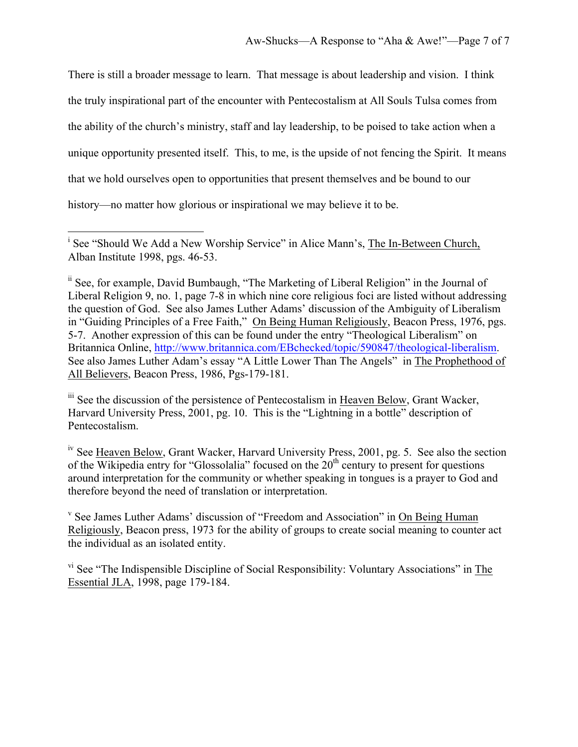There is still a broader message to learn. That message is about leadership and vision. I think the truly inspirational part of the encounter with Pentecostalism at All Souls Tulsa comes from the ability of the church's ministry, staff and lay leadership, to be poised to take action when a unique opportunity presented itself. This, to me, is the upside of not fencing the Spirit. It means that we hold ourselves open to opportunities that present themselves and be bound to our history—no matter how glorious or inspirational we may believe it to be.

---

[i] See "Should We Add a New Worship Service" in Alice Mann's, The In-Between Church, Alban Institute 1998, pgs. 46-53.

[ii] See, for example, David Bumbaugh, "The Marketing of Liberal Religion" in the Journal of Liberal Religion 9, no. 1, page 7-8 in which nine core religious foci are listed without addressing the question of God. See also James Luther Adams' discussion of the Ambiguity of Liberalism in "Guiding Principles of a Free Faith," On Being Human Religiously, Beacon Press, 1976, pgs. 5-7. Another expression of this can be found under the entry "Theological Liberalism" on Britannica Online, http://www.britannica.com/EBchecked/topic/590847/theological-liberalism. See also James Luther Adam's essay "A Little Lower Than The Angels" in The Prophethood of All Believers, Beacon Press, 1986, Pgs-179-181.

[iii] See the discussion of the persistence of Pentecostalism in Heaven Below, Grant Wacker, Harvard University Press, 2001, pg. 10. This is the "Lightning in a bottle" description of Pentecostalism.

[iv] See Heaven Below, Grant Wacker, Harvard University Press, 2001, pg. 5. See also the section of the Wikipedia entry for "Glossolalia" focused on the 20th century to present for questions around interpretation for the community or whether speaking in tongues is a prayer to God and therefore beyond the need of translation or interpretation.

[v] See James Luther Adams' discussion of "Freedom and Association" in On Being Human Religiously, Beacon press, 1973 for the ability of groups to create social meaning to counter act the individual as an isolated entity.

[vi] See "The Indispensible Discipline of Social Responsibility: Voluntary Associations" in The Essential JLA, 1998, page 179-184.